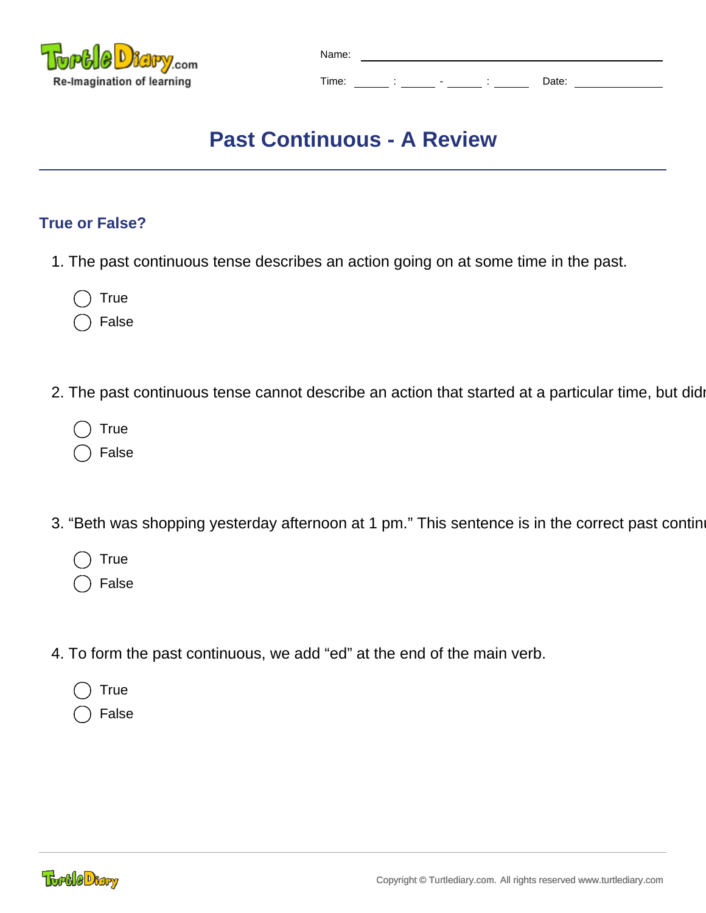Name: ____________________

Time: ____ : ____ - ____ : ____ Date: ____________

# Past Continuous - A Review

## True or False?

1. The past continuous tense describes an action going on at some time in the past.

   ◯ True
   ◯ False

2. The past continuous tense cannot describe an action that started at a particular time, but didr

   ◯ True
   ◯ False

3. “Beth was shopping yesterday afternoon at 1 pm.” This sentence is in the correct past continu

   ◯ True
   ◯ False

4. To form the past continuous, we add “ed” at the end of the main verb.

   ◯ True
   ◯ False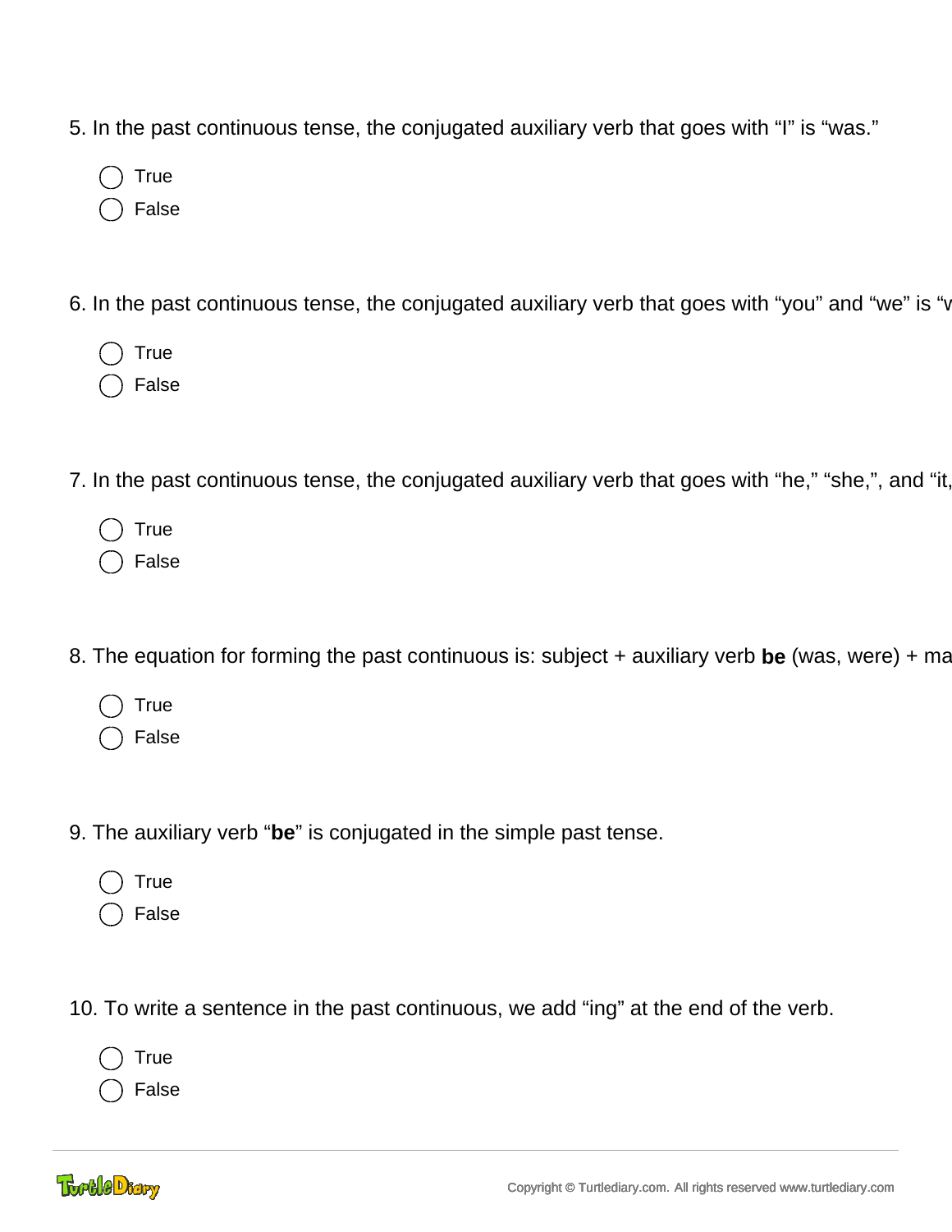5. In the past continuous tense, the conjugated auxiliary verb that goes with “I” is “was.”

- ◯ True
- ◯ False

6. In the past continuous tense, the conjugated auxiliary verb that goes with “you” and “we” is “v

- ◯ True
- ◯ False

7. In the past continuous tense, the conjugated auxiliary verb that goes with “he,” “she,”, and “it,

- ◯ True
- ◯ False

8. The equation for forming the past continuous is: subject + auxiliary verb **be** (was, were) + ma

- ◯ True
- ◯ False

9. The auxiliary verb “**be**” is conjugated in the simple past tense.

- ◯ True
- ◯ False

10. To write a sentence in the past continuous, we add “ing” at the end of the verb.

- ◯ True
- ◯ False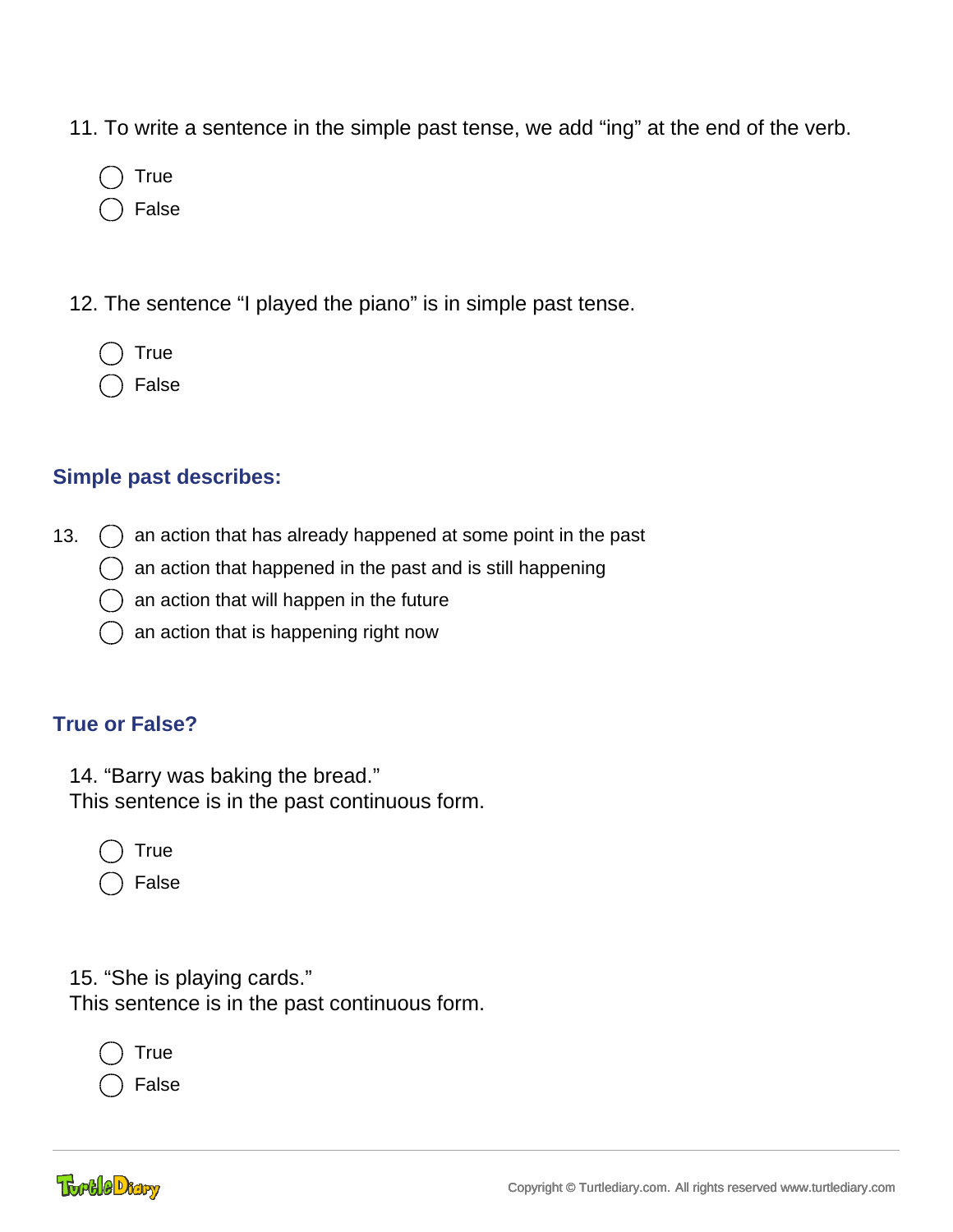11. To write a sentence in the simple past tense, we add “ing” at the end of the verb.

- ◯ True
- ◯ False

12. The sentence “I played the piano” is in simple past tense.

- ◯ True
- ◯ False

### Simple past describes:

13.
- ◯ an action that has already happened at some point in the past
- ◯ an action that happened in the past and is still happening
- ◯ an action that will happen in the future
- ◯ an action that is happening right now

### True or False?

14. “Barry was baking the bread.”
This sentence is in the past continuous form.

- ◯ True
- ◯ False

15. “She is playing cards.”
This sentence is in the past continuous form.

- ◯ True
- ◯ False